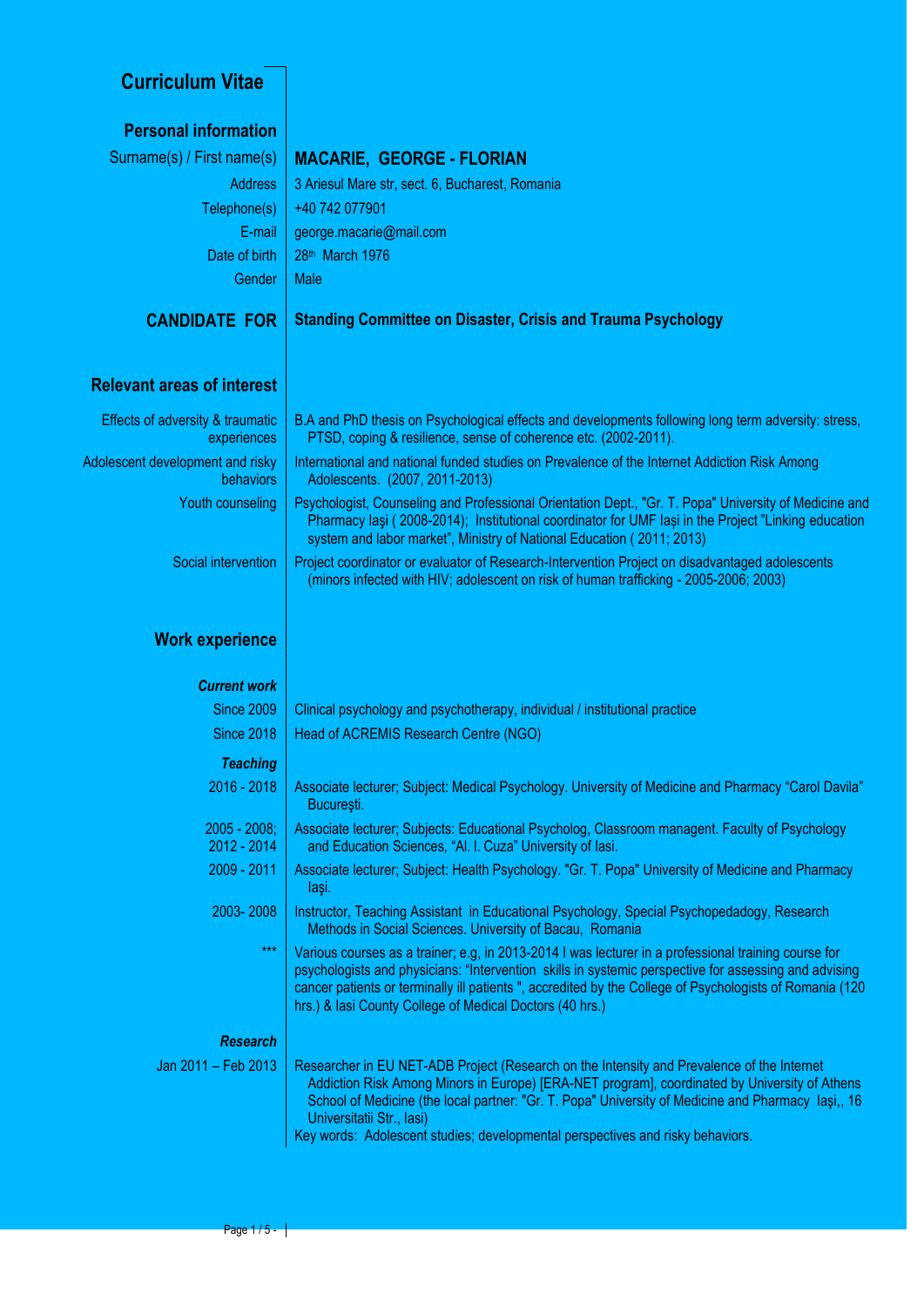# Curriculum Vitae

## Personal information

| | |
|---|---|
| Surname(s) / First name(s) | **MACARIE, GEORGE - FLORIAN** |
| Address | 3 Ariesul Mare str, sect. 6, Bucharest, Romania |
| Telephone(s) | +40 742 077901 |
| E-mail | george.macarie@mail.com |
| Date of birth | 28th March 1976 |
| Gender | Male |

**CANDIDATE FOR** — **Standing Committee on Disaster, Crisis and Trauma Psychology**

## Relevant areas of interest

| | |
|---|---|
| Effects of adversity & traumatic experiences | B.A and PhD thesis on Psychological effects and developments following long term adversity: stress, PTSD, coping & resilience, sense of coherence etc. (2002-2011). |
| Adolescent development and risky behaviors | International and national funded studies on Prevalence of the Internet Addiction Risk Among Adolescents. (2007, 2011-2013) |
| Youth counseling | Psychologist, Counseling and Professional Orientation Dept., "Gr. T. Popa" University of Medicine and Pharmacy Iaşi ( 2008-2014); Institutional coordinator for UMF Iași in the Project "Linking education system and labor market", Ministry of National Education ( 2011; 2013) |
| Social intervention | Project coordinator or evaluator of Research-Intervention Project on disadvantaged adolescents (minors infected with HIV; adolescent on risk of human trafficking - 2005-2006; 2003) |

## Work experience

***Current work***

| | |
|---|---|
| Since 2009 | Clinical psychology and psychotherapy, individual / institutional practice |
| Since 2018 | Head of ACREMIS Research Centre (NGO) |

***Teaching***

| | |
|---|---|
| 2016 - 2018 | Associate lecturer; Subject: Medical Psychology. University of Medicine and Pharmacy "Carol Davila" Bucureşti. |
| 2005 - 2008; 2012 - 2014 | Associate lecturer; Subjects: Educational Psycholog, Classroom managent. Faculty of Psychology and Education Sciences, "Al. I. Cuza" University of Iasi. |
| 2009 - 2011 | Associate lecturer; Subject: Health Psychology. "Gr. T. Popa" University of Medicine and Pharmacy Iaşi. |
| 2003- 2008 | Instructor, Teaching Assistant in Educational Psychology, Special Psychopedadogy, Research Methods in Social Sciences. University of Bacau, Romania |
| *** | Various courses as a trainer; e.g, in 2013-2014 I was lecturer in a professional training course for psychologists and physicians: "Intervention skills in systemic perspective for assessing and advising cancer patients or terminally ill patients ", accredited by the College of Psychologists of Romania (120 hrs.) & Iasi County College of Medical Doctors (40 hrs.) |

***Research***

| | |
|---|---|
| Jan 2011 – Feb 2013 | Researcher in EU NET-ADB Project (Research on the Intensity and Prevalence of the Internet Addiction Risk Among Minors in Europe) [ERA-NET program], coordinated by University of Athens School of Medicine (the local partner: "Gr. T. Popa" University of Medicine and Pharmacy Iaşi,, 16 Universitatii Str., Iasi)<br>Key words: Adolescent studies; developmental perspectives and risky behaviors. |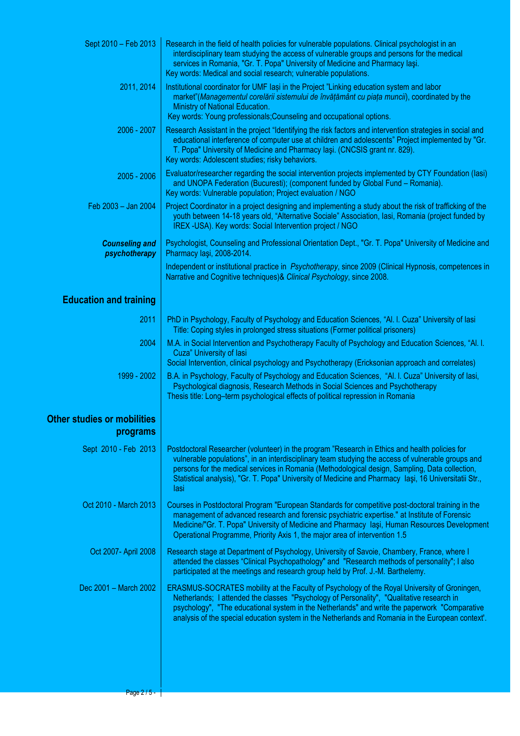**Sept 2010 – Feb 2013**
Research in the field of health policies for vulnerable populations. Clinical psychologist in an interdisciplinary team studying the access of vulnerable groups and persons for the medical services in Romania, "Gr. T. Popa" University of Medicine and Pharmacy Iaşi.
Key words: Medical and social research; vulnerable populations.

**2011, 2014**
Institutional coordinator for UMF Iași in the Project "Linking education system and labor market"(*Managementul corelării sistemului de învățământ cu piața muncii*), coordinated by the Ministry of National Education.
Key words: Young professionals;Counseling and occupational options.

**2006 - 2007**
Research Assistant in the project "Identifying the risk factors and intervention strategies in social and educational interference of computer use at children and adolescents" Project implemented by "Gr. T. Popa" University of Medicine and Pharmacy Iaşi. (CNCSIS grant nr. 829).
Key words: Adolescent studies; risky behaviors.

**2005 - 2006**
Evaluator/researcher regarding the social intervention projects implemented by CTY Foundation (Iasi) and UNOPA Federation (Bucuresti); (component funded by Global Fund – Romania).
Key words: Vulnerable population; Project evaluation / NGO

**Feb 2003 – Jan 2004**
Project Coordinator in a project designing and implementing a study about the risk of trafficking of the youth between 14-18 years old, "Alternative Sociale" Association, Iasi, Romania (project funded by IREX -USA). Key words: Social Intervention project / NGO

***Counseling and psychotherapy***
Psychologist, Counseling and Professional Orientation Dept., "Gr. T. Popa" University of Medicine and Pharmacy Iaşi, 2008-2014.

Independent or institutional practice in *Psychotherapy*, since 2009 (Clinical Hypnosis, competences in Narrative and Cognitive techniques)& *Clinical Psychology*, since 2008.

## Education and training

**2011**
PhD in Psychology, Faculty of Psychology and Education Sciences, "Al. I. Cuza" University of Iasi
Title: Coping styles in prolonged stress situations (Former political prisoners)

**2004**
M.A. in Social Intervention and Psychotherapy Faculty of Psychology and Education Sciences, "Al. I. Cuza" University of Iasi
Social Intervention, clinical psychology and Psychotherapy (Ericksonian approach and correlates)

**1999 - 2002**
B.A. in Psychology, Faculty of Psychology and Education Sciences, "Al. I. Cuza" University of Iasi,
Psychological diagnosis, Research Methods in Social Sciences and Psychotherapy
Thesis title: Long–term psychological effects of political repression in Romania

## Other studies or mobilities programs

**Sept 2010 - Feb 2013**
Postdoctoral Researcher (volunteer) in the program "Research in Ethics and health policies for vulnerable populations", in an interdisciplinary team studying the access of vulnerable groups and persons for the medical services in Romania (Methodological design, Sampling, Data collection, Statistical analysis), "Gr. T. Popa" University of Medicine and Pharmacy Iaşi, 16 Universitatii Str., Iasi

**Oct 2010 - March 2013**
Courses in Postdoctoral Program "European Standards for competitive post-doctoral training in the management of advanced research and forensic psychiatric expertise." at Institute of Forensic Medicine/"Gr. T. Popa" University of Medicine and Pharmacy Iaşi, Human Resources Development Operational Programme, Priority Axis 1, the major area of intervention 1.5

**Oct 2007- April 2008**
Research stage at Department of Psychology, University of Savoie, Chambery, France, where I attended the classes "Clinical Psychopathology" and "Research methods of personality"; I also participated at the meetings and research group held by Prof. J.-M. Barthelemy.

**Dec 2001 – March 2002**
ERASMUS-SOCRATES mobility at the Faculty of Psychology of the Royal University of Groningen, Netherlands; I attended the classes "Psychology of Personality", "Qualitative research in psychology", "The educational system in the Netherlands" and write the paperwork "Comparative analysis of the special education system in the Netherlands and Romania in the European context'.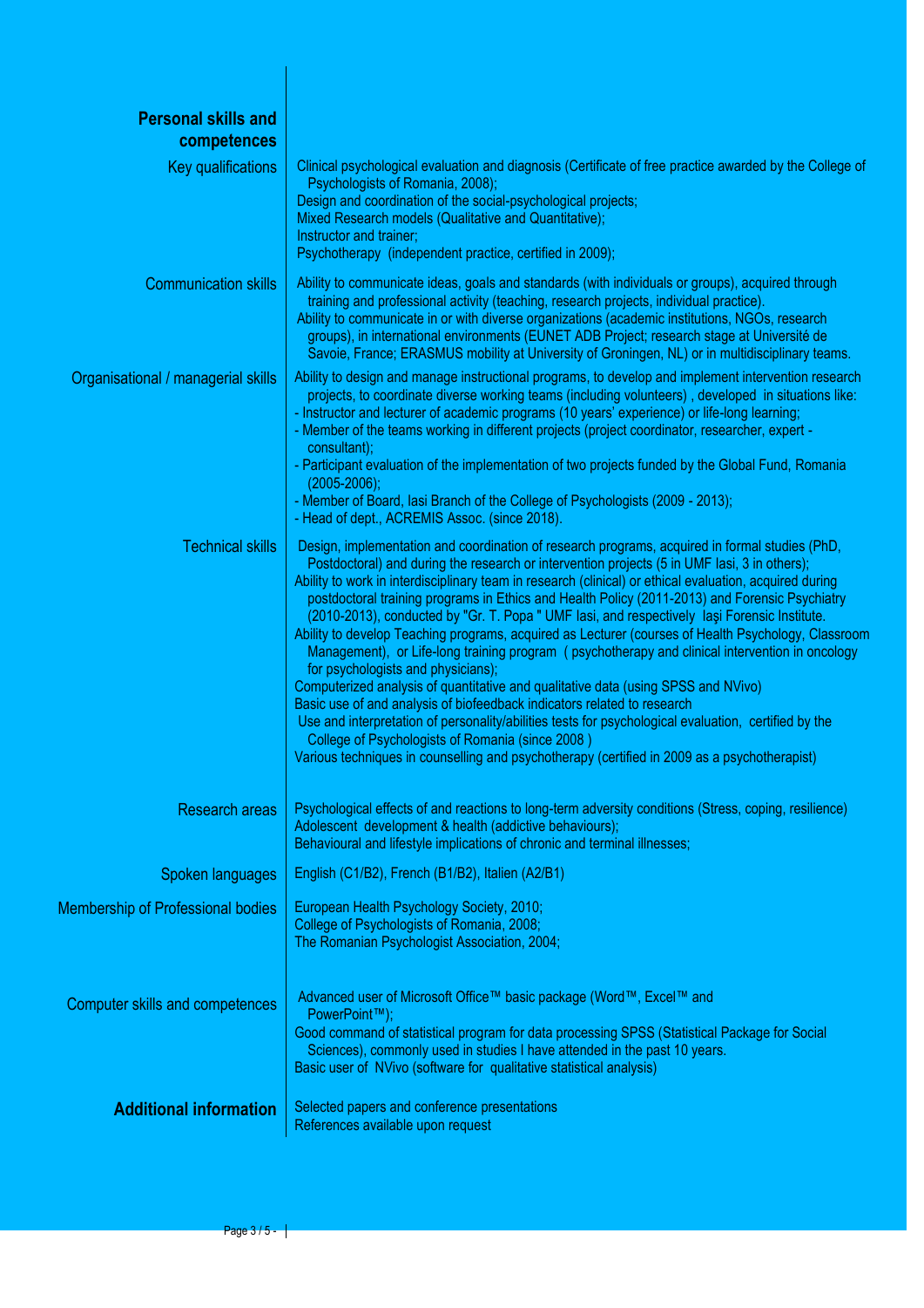## Personal skills and competences

**Key qualifications**

Clinical psychological evaluation and diagnosis (Certificate of free practice awarded by the College of Psychologists of Romania, 2008);
Design and coordination of the social-psychological projects;
Mixed Research models (Qualitative and Quantitative);
Instructor and trainer;
Psychotherapy (independent practice, certified in 2009);

**Communication skills**

Ability to communicate ideas, goals and standards (with individuals or groups), acquired through training and professional activity (teaching, research projects, individual practice).
Ability to communicate in or with diverse organizations (academic institutions, NGOs, research groups), in international environments (EUNET ADB Project; research stage at Université de Savoie, France; ERASMUS mobility at University of Groningen, NL) or in multidisciplinary teams.

**Organisational / managerial skills**

Ability to design and manage instructional programs, to develop and implement intervention research projects, to coordinate diverse working teams (including volunteers) , developed in situations like:
- Instructor and lecturer of academic programs (10 years' experience) or life-long learning;
- Member of the teams working in different projects (project coordinator, researcher, expert - consultant);
- Participant evaluation of the implementation of two projects funded by the Global Fund, Romania (2005-2006);
- Member of Board, Iasi Branch of the College of Psychologists (2009 - 2013);
- Head of dept., ACREMIS Assoc. (since 2018).

**Technical skills**

Design, implementation and coordination of research programs, acquired in formal studies (PhD, Postdoctoral) and during the research or intervention projects (5 in UMF Iasi, 3 in others);
Ability to work in interdisciplinary team in research (clinical) or ethical evaluation, acquired during postdoctoral training programs in Ethics and Health Policy (2011-2013) and Forensic Psychiatry (2010-2013), conducted by "Gr. T. Popa " UMF Iasi, and respectively Iași Forensic Institute.
Ability to develop Teaching programs, acquired as Lecturer (courses of Health Psychology, Classroom Management), or Life-long training program ( psychotherapy and clinical intervention in oncology for psychologists and physicians);
Computerized analysis of quantitative and qualitative data (using SPSS and NVivo)
Basic use of and analysis of biofeedback indicators related to research
Use and interpretation of personality/abilities tests for psychological evaluation, certified by the College of Psychologists of Romania (since 2008 )
Various techniques in counselling and psychotherapy (certified in 2009 as a psychotherapist)

**Research areas**

Psychological effects of and reactions to long-term adversity conditions (Stress, coping, resilience)
Adolescent development & health (addictive behaviours);
Behavioural and lifestyle implications of chronic and terminal illnesses;

**Spoken languages**

English (C1/B2), French (B1/B2), Italien (A2/B1)

**Membership of Professional bodies**

European Health Psychology Society, 2010;
College of Psychologists of Romania, 2008;
The Romanian Psychologist Association, 2004;

**Computer skills and competences**

Advanced user of Microsoft Office™ basic package (Word™, Excel™ and PowerPoint™);
Good command of statistical program for data processing SPSS (Statistical Package for Social Sciences), commonly used in studies I have attended in the past 10 years.
Basic user of NVivo (software for qualitative statistical analysis)

## Additional information

Selected papers and conference presentations
References available upon request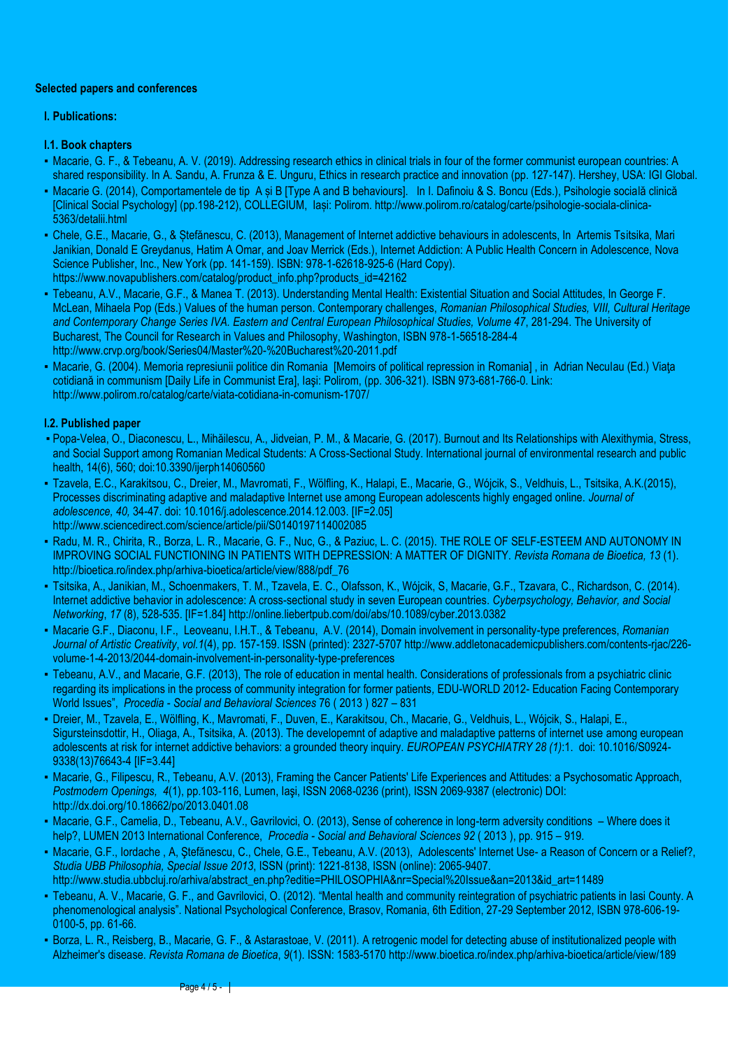**Selected papers and conferences**

### I. Publications:

#### I.1. Book chapters

- Macarie, G. F., & Tebeanu, A. V. (2019). Addressing research ethics in clinical trials in four of the former communist european countries: A shared responsibility. In A. Sandu, A. Frunza & E. Unguru, Ethics in research practice and innovation (pp. 127-147). Hershey, USA: IGI Global.
- Macarie G. (2014), Comportamentele de tip A și B [Type A and B behaviours]. In I. Dafinoiu & S. Boncu (Eds.), Psihologie socială clinică [Clinical Social Psychology] (pp.198-212), COLLEGIUM, Iași: Polirom. http://www.polirom.ro/catalog/carte/psihologie-sociala-clinica-5363/detalii.html
- Chele, G.E., Macarie, G., & Ștefănescu, C. (2013), Management of Internet addictive behaviours in adolescents, In Artemis Tsitsika, Mari Janikian, Donald E Greydanus, Hatim A Omar, and Joav Merrick (Eds.), Internet Addiction: A Public Health Concern in Adolescence, Nova Science Publisher, Inc., New York (pp. 141-159). ISBN: 978-1-62618-925-6 (Hard Copy). https://www.novapublishers.com/catalog/product_info.php?products_id=42162
- Tebeanu, A.V., Macarie, G.F., & Manea T. (2013). Understanding Mental Health: Existential Situation and Social Attitudes, In George F. McLean, Mihaela Pop (Eds.) Values of the human person. Contemporary challenges, *Romanian Philosophical Studies, VIII, Cultural Heritage and Contemporary Change Series IVA. Eastern and Central European Philosophical Studies, Volume 47*, 281-294. The University of Bucharest, The Council for Research in Values and Philosophy, Washington, ISBN 978-1-56518-284-4 http://www.crvp.org/book/Series04/Master%20-%20Bucharest%20-2011.pdf
- Macarie, G. (2004). Memoria represiunii politice din Romania [Memoirs of political repression in Romania] , in Adrian Neculau (Ed.) Viaţa cotidiană in communism [Daily Life in Communist Era], Iaşi: Polirom, (pp. 306-321). ISBN 973-681-766-0. Link: http://www.polirom.ro/catalog/carte/viata-cotidiana-in-comunism-1707/

#### I.2. Published paper

- Popa-Velea, O., Diaconescu, L., Mihăilescu, A., Jidveian, P. M., & Macarie, G. (2017). Burnout and Its Relationships with Alexithymia, Stress, and Social Support among Romanian Medical Students: A Cross-Sectional Study. International journal of environmental research and public health, 14(6), 560; doi:10.3390/ijerph14060560
- Tzavela, E.C., Karakitsou, C., Dreier, M., Mavromati, F., Wölfling, K., Halapi, E., Macarie, G., Wójcik, S., Veldhuis, L., Tsitsika, A.K.(2015), Processes discriminating adaptive and maladaptive Internet use among European adolescents highly engaged online. *Journal of adolescence, 40,* 34-47. doi: 10.1016/j.adolescence.2014.12.003. [IF=2.05] http://www.sciencedirect.com/science/article/pii/S0140197114002085
- Radu, M. R., Chirita, R., Borza, L. R., Macarie, G. F., Nuc, G., & Paziuc, L. C. (2015). THE ROLE OF SELF-ESTEEM AND AUTONOMY IN IMPROVING SOCIAL FUNCTIONING IN PATIENTS WITH DEPRESSION: A MATTER OF DIGNITY. *Revista Romana de Bioetica, 13* (1). http://bioetica.ro/index.php/arhiva-bioetica/article/view/888/pdf_76
- Tsitsika, A., Janikian, M., Schoenmakers, T. M., Tzavela, E. C., Olafsson, K., Wójcik, S, Macarie, G.F., Tzavara, C., Richardson, C. (2014). Internet addictive behavior in adolescence: A cross-sectional study in seven European countries. *Cyberpsychology, Behavior, and Social Networking*, *17* (8), 528-535. [IF=1.84] http://online.liebertpub.com/doi/abs/10.1089/cyber.2013.0382
- Macarie G.F., Diaconu, I.F., Leoveanu, I.H.T., & Tebeanu, A.V. (2014), Domain involvement in personality-type preferences, *Romanian Journal of Artistic Creativity*, *vol.1*(4), pp. 157-159. ISSN (printed): 2327-5707 http://www.addletonacademicpublishers.com/contents-rjac/226-volume-1-4-2013/2044-domain-involvement-in-personality-type-preferences
- Tebeanu, A.V., and Macarie, G.F. (2013), The role of education in mental health. Considerations of professionals from a psychiatric clinic regarding its implications in the process of community integration for former patients, EDU-WORLD 2012- Education Facing Contemporary World Issues", *Procedia - Social and Behavioral Sciences* 76 ( 2013 ) 827 – 831
- Dreier, M., Tzavela, E., Wölfling, K., Mavromati, F., Duven, E., Karakitsou, Ch., Macarie, G., Veldhuis, L., Wójcik, S., Halapi, E., Sigursteinsdottir, H., Oliaga, A., Tsitsika, A. (2013). The developemnt of adaptive and maladaptive patterns of internet use among european adolescents at risk for internet addictive behaviors: a grounded theory inquiry. *EUROPEAN PSYCHIATRY 28 (1)*:1. doi: 10.1016/S0924-9338(13)76643-4 [IF=3.44]
- Macarie, G., Filipescu, R., Tebeanu, A.V. (2013), Framing the Cancer Patients' Life Experiences and Attitudes: a Psychosomatic Approach, *Postmodern Openings, 4*(1), pp.103-116, Lumen, Iaşi, ISSN 2068-0236 (print), ISSN 2069-9387 (electronic) DOI: http://dx.doi.org/10.18662/po/2013.0401.08
- Macarie, G.F., Camelia, D., Tebeanu, A.V., Gavrilovici, O. (2013), Sense of coherence in long-term adversity conditions – Where does it help?, LUMEN 2013 International Conference, *Procedia - Social and Behavioral Sciences 92* ( 2013 ), pp. 915 – 919.
- Macarie, G.F., Iordache , A, Ştefănescu, C., Chele, G.E., Tebeanu, A.V. (2013), Adolescents' Internet Use- a Reason of Concern or a Relief?, *Studia UBB Philosophia, Special Issue 2013*, ISSN (print): 1221-8138, ISSN (online): 2065-9407. http://www.studia.ubbcluj.ro/arhiva/abstract_en.php?editie=PHILOSOPHIA&nr=Special%20Issue&an=2013&id_art=11489
- Tebeanu, A. V., Macarie, G. F., and Gavrilovici, O. (2012). "Mental health and community reintegration of psychiatric patients in Iasi County. A phenomenological analysis". National Psychological Conference, Brasov, Romania, 6th Edition, 27-29 September 2012, ISBN 978-606-19-0100-5, pp. 61-66.
- Borza, L. R., Reisberg, B., Macarie, G. F., & Astarastoae, V. (2011). A retrogenic model for detecting abuse of institutionalized people with Alzheimer's disease. *Revista Romana de Bioetica*, *9*(1). ISSN: 1583-5170 http://www.bioetica.ro/index.php/arhiva-bioetica/article/view/189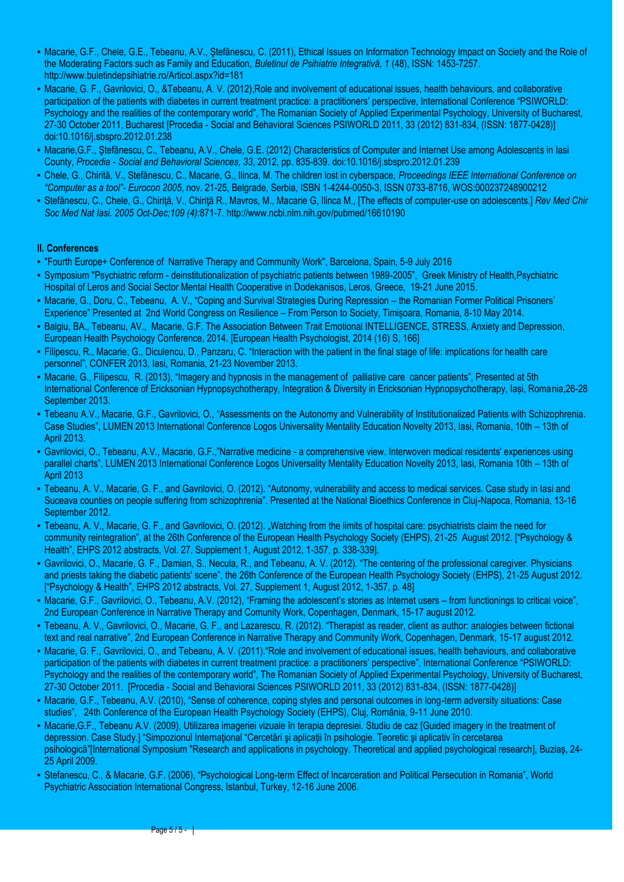- Macarie, G.F., Chele, G.E., Tebeanu, A.V., Ştefănescu, C. (2011), Ethical Issues on Information Technology Impact on Society and the Role of the Moderating Factors such as Family and Education, *Buletinul de Psihiatrie Integrativă, 1* (48), ISSN: 1453-7257. http://www.buletindepsihiatrie.ro/Articol.aspx?id=181
- Macarie, G. F., Gavrilovici, O., &Tebeanu, A. V. (2012),Role and involvement of educational issues, health behaviours, and collaborative participation of the patients with diabetes in current treatment practice: a practitioners' perspective, International Conference "PSIWORLD: Psychology and the realities of the contemporary world", The Romanian Society of Applied Experimental Psychology, University of Bucharest, 27-30 October 2011, Bucharest [Procedia - Social and Behavioral Sciences PSIWORLD 2011, 33 (2012) 831-834, (ISSN: 1877-0428)] doi:10.1016/j.sbspro.2012.01.238
- Macarie,G.F., Ştefănescu, C., Tebeanu, A.V., Chele, G.E. (2012) Characteristics of Computer and Internet Use among Adolescents in Iasi County, *Procedia - Social and Behavioral Sciences, 33*, 2012, pp. 835-839. doi:10.1016/j.sbspro.2012.01.239
- Chele, G., Chiriță, V., Stefănescu, C., Macarie, G., Ilinca, M. The children lost in cyberspace, *Proceedings IEEE International Conference on "Computer as a tool"- Eurocon 2005*, nov. 21-25, Belgrade, Serbia, ISBN 1-4244-0050-3, ISSN 0733-8716, WOS:000237248900212
- Stefănescu, C., Chele, G., Chiriţă, V., Chiriţă R., Mavros, M., Macarie G, Ilinca M., [The effects of computer-use on adolescents.] *Rev Med Chir Soc Med Nat Iasi. 2005 Oct-Dec;109 (4):*871-7. http://www.ncbi.nlm.nih.gov/pubmed/16610190

**II. Conferences**

- "Fourth Europe+ Conference of Narrative Therapy and Community Work", Barcelona, Spain, 5-9 July 2016
- Symposium "Psychiatric reform - deinstitutionalization of psychiatric patients between 1989-2005", Greek Ministry of Health,Psychiatric Hospital of Leros and Social Sector Mental Health Cooperative in Dodekanisos, Leros, Greece, 19-21 June 2015.
- Macarie, G., Doru, C., Tebeanu, A. V., "Coping and Survival Strategies During Repression – the Romanian Former Political Prisoners` Experience" Presented at 2nd World Congress on Resilience – From Person to Society, Timișoara, Romania, 8-10 May 2014.
- Balgiu, BA., Tebeanu, AV., Macarie, G.F. The Association Between Trait Emotional INTELLIGENCE, STRESS, Anxiety and Depression, European Health Psychology Conference, 2014. [European Health Psychologist, 2014 (16) S, 166]
- Filipescu, R., Macarie, G., Diculencu, D., Panzaru, C. "Interaction with the patient in the final stage of life: implications for health care personnel", CONFER 2013, Iasi, Romania, 21-23 November 2013.
- Macarie, G., Filipescu, R. (2013), "Imagery and hypnosis in the management of palliative care cancer patients", Presented at 5th International Conference of Ericksonian Hypnopsychotherapy, Integration & Diversity in Ericksonian Hypnopsychotherapy, Iași, Romania,26-28 September 2013.
- Tebeanu A.V., Macarie, G.F., Gavrilovici, O., "Assessments on the Autonomy and Vulnerability of Institutionalized Patients with Schizophrenia. Case Studies", LUMEN 2013 International Conference Logos Universality Mentality Education Novelty 2013, Iasi, Romania, 10th – 13th of April 2013.
- Gavrilovici, O., Tebeanu, A.V., Macarie, G.F.,"Narrative medicine - a comprehensive view. Interwoven medical residents' experiences using parallel charts", LUMEN 2013 International Conference Logos Universality Mentality Education Novelty 2013, Iasi, Romania 10th – 13th of April 2013
- Tebeanu, A. V., Macarie, G. F., and Gavrilovici, O. (2012). "Autonomy, vulnerability and access to medical services. Case study in Iasi and Suceava counties on people suffering from schizophrenia". Presented at the National Bioethics Conference in Cluj-Napoca, Romania, 13-16 September 2012.
- Tebeanu, A. V., Macarie, G. F., and Gavrilovici, O. (2012). „Watching from the limits of hospital care: psychiatrists claim the need for community reintegration", at the 26th Conference of the European Health Psychology Society (EHPS), 21-25 August 2012. ["Psychology & Health", EHPS 2012 abstracts, Vol. 27, Supplement 1, August 2012, 1-357, p. 338-339].
- Gavrilovici, O., Macarie, G. F., Damian, S., Necula, R., and Tebeanu, A. V. (2012). "The centering of the professional caregiver. Physicians and priests taking the diabetic patients' scene", the 26th Conference of the European Health Psychology Society (EHPS), 21-25 August 2012. ["Psychology & Health", EHPS 2012 abstracts, Vol. 27, Supplement 1, August 2012, 1-357, p. 48]
- Macarie, G.F., Gavrilovici, O., Tebeanu, A.V. (2012), "Framing the adolescent's stories as Internet users – from functionings to critical voice", 2nd European Conference in Narrative Therapy and Comunity Work, Copenhagen, Denmark, 15-17 august 2012.
- Tebeanu, A. V., Gavrilovici, O., Macarie, G. F., and Lazarescu, R. (2012). "Therapist as reader, client as author: analogies between fictional text and real narrative", 2nd European Conference in Narrative Therapy and Community Work, Copenhagen, Denmark, 15-17 august 2012.
- Macarie, G. F., Gavrilovici, O., and Tebeanu, A. V. (2011)."Role and involvement of educational issues, health behaviours, and collaborative participation of the patients with diabetes in current treatment practice: a practitioners' perspective", International Conference "PSIWORLD: Psychology and the realities of the contemporary world", The Romanian Society of Applied Experimental Psychology, University of Bucharest, 27-30 October 2011. [Procedia - Social and Behavioral Sciences PSIWORLD 2011, 33 (2012) 831-834, (ISSN: 1877-0428)]
- Macarie, G.F., Tebeanu, A.V. (2010), "Sense of coherence, coping styles and personal outcomes in long-term adversity situations: Case studies", 24th Conference of the European Health Psychology Society (EHPS), Cluj, România, 9-11 June 2010.
- Macarie,G.F., Tebeanu A.V. (2009), Utilizarea imageriei vizuale în terapia depresiei. Studiu de caz [Guided imagery in the treatment of depression. Case Study.] "Simpozionul Internaţional "Cercetări şi aplicaţii în psihologie. Teoretic şi aplicativ în cercetarea psihologică"[International Symposium "Research and applications in psychology. Theoretical and applied psychological research], Buziaş, 24-25 April 2009.
- Stefanescu, C., & Macarie, G.F. (2006), "Psychological Long-term Effect of Incarceration and Political Persecution in Romania", World Psychiatric Association International Congress, Istanbul, Turkey, 12-16 June 2006.